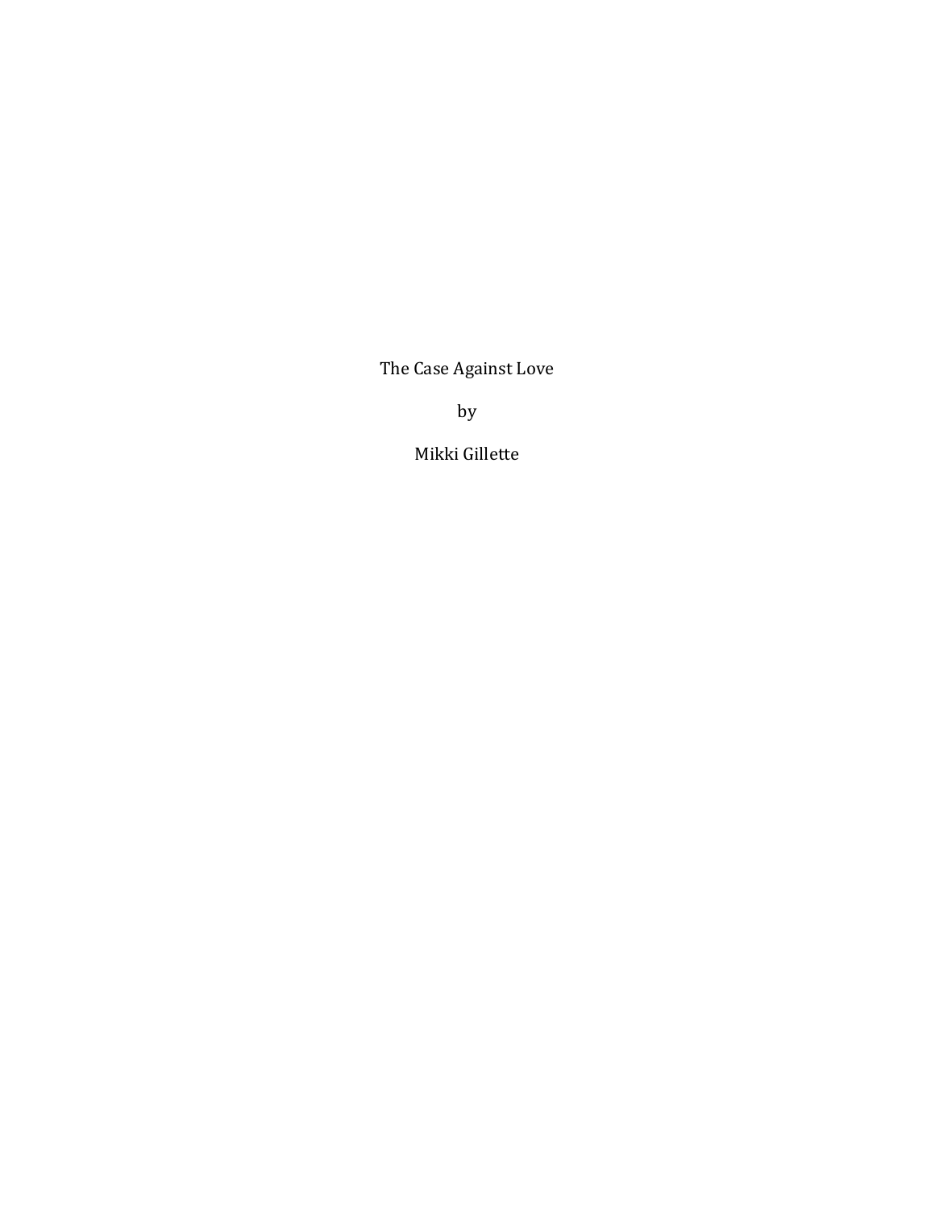# The Case Against Love

by

Mikki Gillette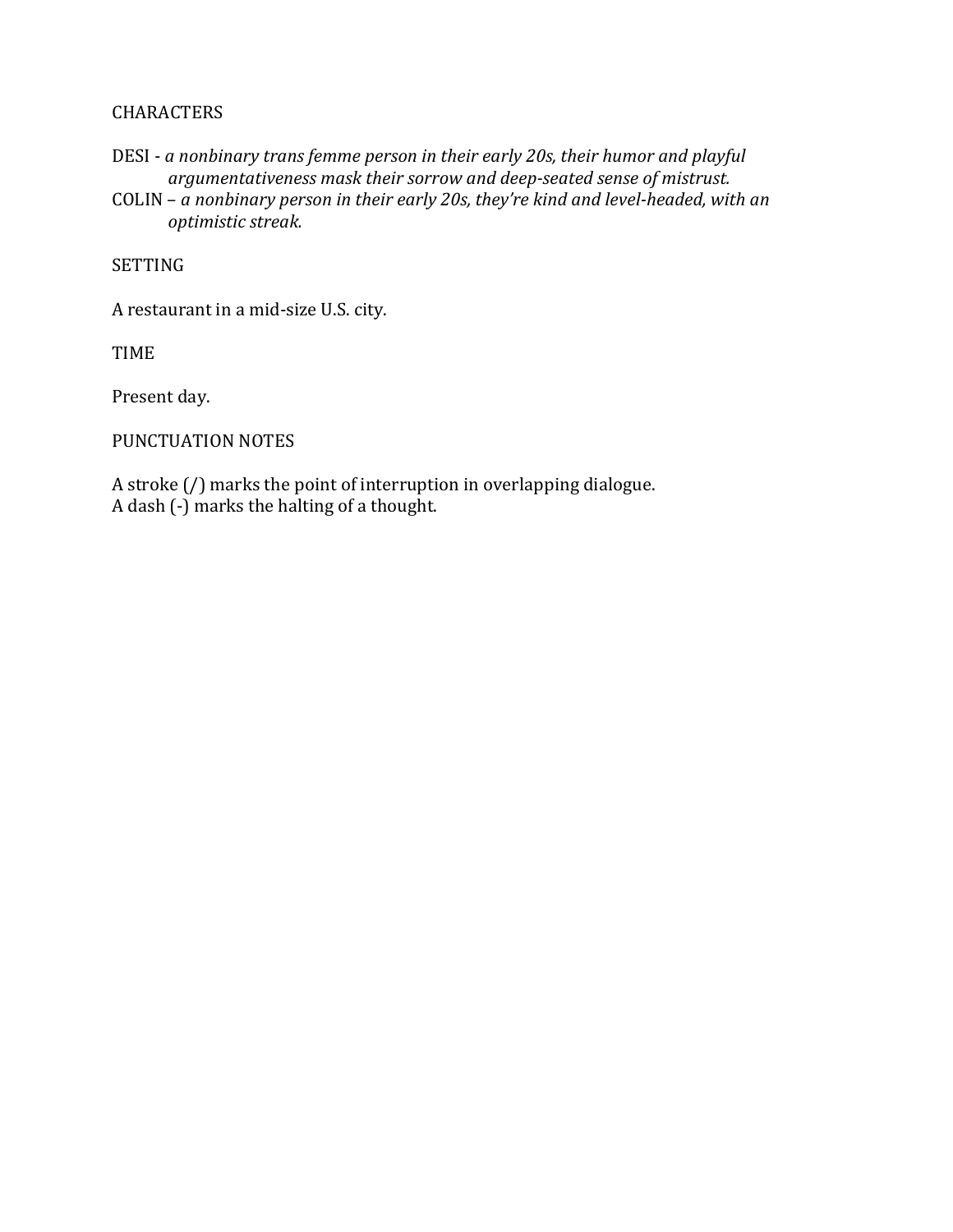CHARACTERS

DESI - *a nonbinary trans femme person in their early 20s, their humor and playful argumentativeness mask their sorrow and deep-seated sense of mistrust.*

COLIN – *a nonbinary person in their early 20s, they're kind and level-headed, with an optimistic streak.*

SETTING

A restaurant in a mid-size U.S. city.

TIME

Present day.

PUNCTUATION NOTES

A stroke (/) marks the point of interruption in overlapping dialogue.
A dash (-) marks the halting of a thought.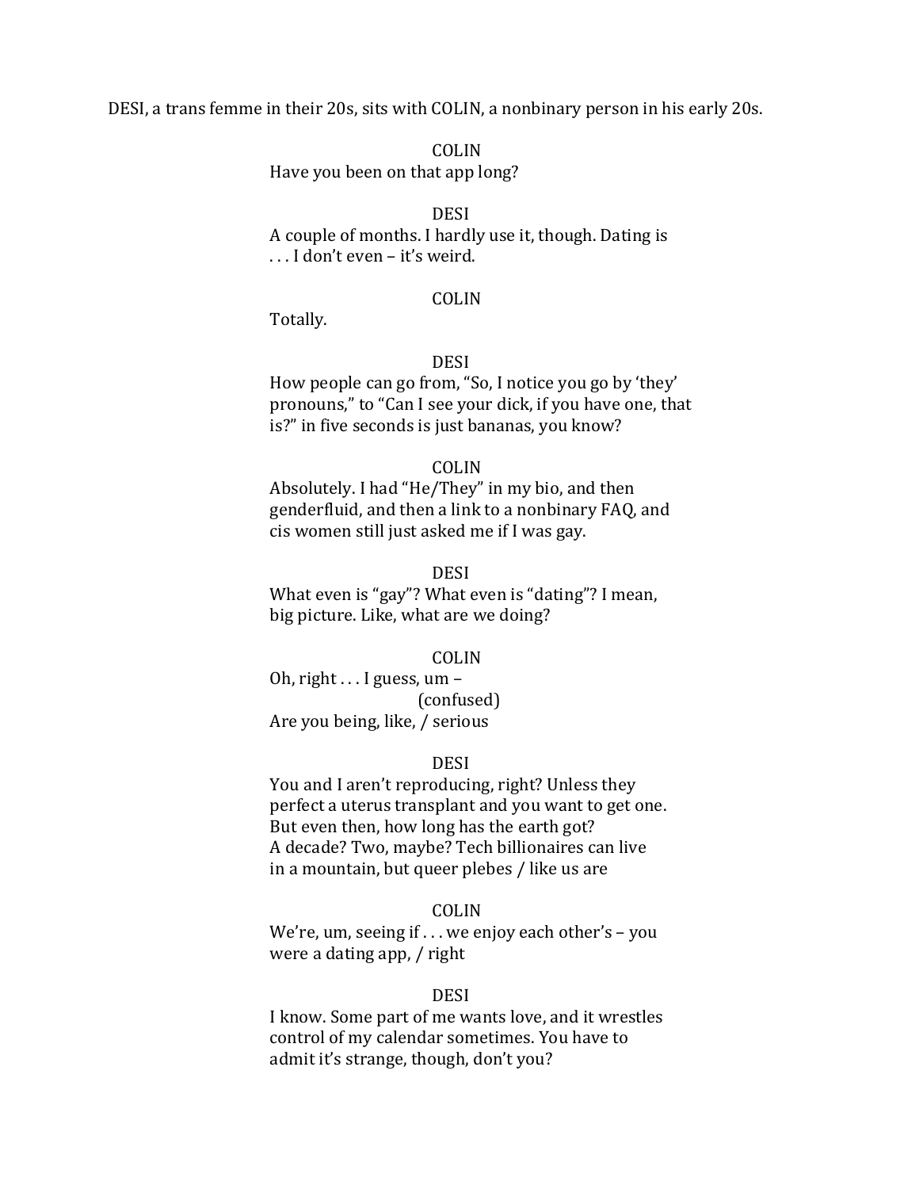DESI, a trans femme in their 20s, sits with COLIN, a nonbinary person in his early 20s.

COLIN

Have you been on that app long?

DESI

A couple of months. I hardly use it, though. Dating is . . . I don't even – it's weird.

COLIN

Totally.

DESI

How people can go from, "So, I notice you go by 'they' pronouns," to "Can I see your dick, if you have one, that is?" in five seconds is just bananas, you know?

COLIN

Absolutely. I had "He/They" in my bio, and then genderfluid, and then a link to a nonbinary FAQ, and cis women still just asked me if I was gay.

DESI

What even is "gay"? What even is "dating"? I mean, big picture. Like, what are we doing?

COLIN

Oh, right . . . I guess, um –

(confused)

Are you being, like, / serious

DESI

You and I aren't reproducing, right? Unless they perfect a uterus transplant and you want to get one. But even then, how long has the earth got? A decade? Two, maybe? Tech billionaires can live in a mountain, but queer plebes / like us are

COLIN

We're, um, seeing if . . . we enjoy each other's – you were a dating app, / right

DESI

I know. Some part of me wants love, and it wrestles control of my calendar sometimes. You have to admit it's strange, though, don't you?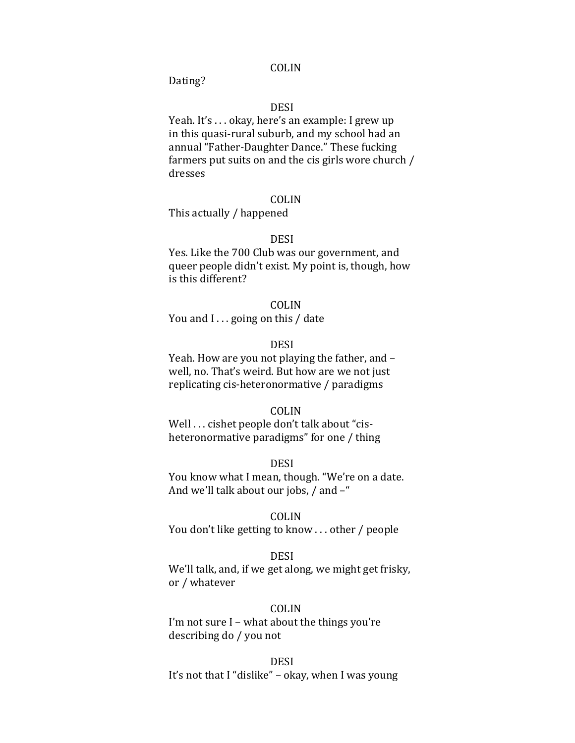COLIN

Dating?

DESI

Yeah. It's . . . okay, here's an example: I grew up in this quasi-rural suburb, and my school had an annual "Father-Daughter Dance." These fucking farmers put suits on and the cis girls wore church / dresses

COLIN

This actually / happened

DESI

Yes. Like the 700 Club was our government, and queer people didn't exist. My point is, though, how is this different?

COLIN

You and I . . . going on this / date

DESI

Yeah. How are you not playing the father, and – well, no. That's weird. But how are we not just replicating cis-heteronormative / paradigms

COLIN

Well . . . cishet people don't talk about "cis-heteronormative paradigms" for one / thing

DESI

You know what I mean, though. "We're on a date. And we'll talk about our jobs, / and –"

COLIN

You don't like getting to know . . . other / people

DESI

We'll talk, and, if we get along, we might get frisky, or / whatever

COLIN

I'm not sure I – what about the things you're describing do / you not

DESI

It's not that I "dislike" – okay, when I was young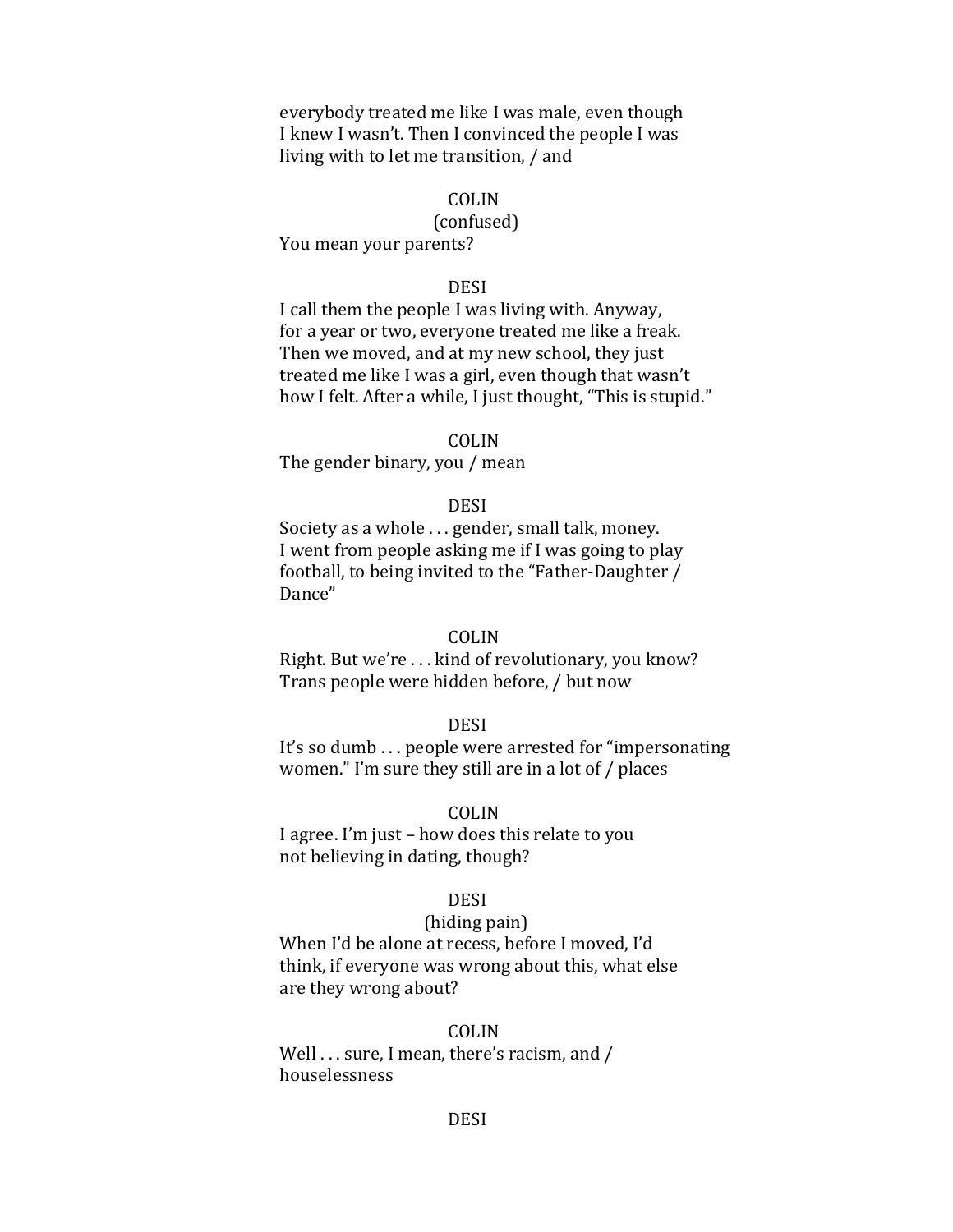everybody treated me like I was male, even though
I knew I wasn't. Then I convinced the people I was
living with to let me transition, / and

COLIN
(confused)
You mean your parents?

DESI
I call them the people I was living with. Anyway,
for a year or two, everyone treated me like a freak.
Then we moved, and at my new school, they just
treated me like I was a girl, even though that wasn't
how I felt. After a while, I just thought, "This is stupid."

COLIN
The gender binary, you / mean

DESI
Society as a whole . . . gender, small talk, money.
I went from people asking me if I was going to play
football, to being invited to the "Father-Daughter /
Dance"

COLIN
Right. But we're . . . kind of revolutionary, you know?
Trans people were hidden before, / but now

DESI
It's so dumb . . . people were arrested for "impersonating
women." I'm sure they still are in a lot of / places

COLIN
I agree. I'm just – how does this relate to you
not believing in dating, though?

DESI
(hiding pain)
When I'd be alone at recess, before I moved, I'd
think, if everyone was wrong about this, what else
are they wrong about?

COLIN
Well . . . sure, I mean, there's racism, and /
houselessness

DESI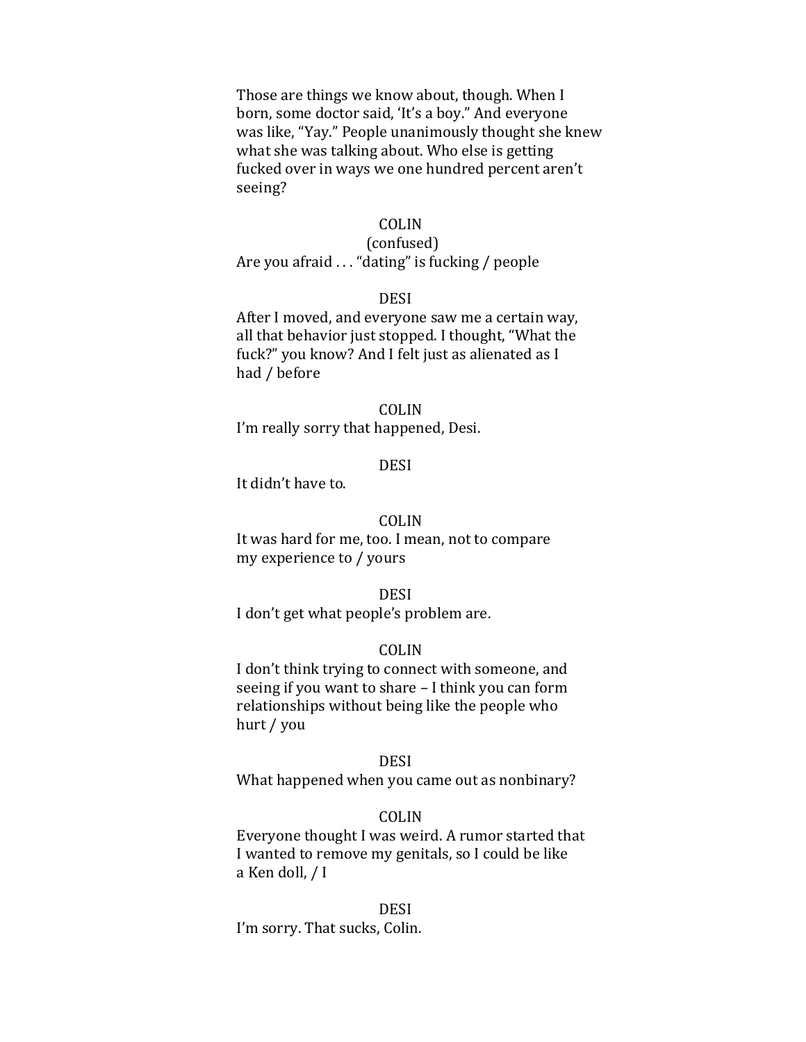Those are things we know about, though. When I born, some doctor said, 'It's a boy." And everyone was like, "Yay." People unanimously thought she knew what she was talking about. Who else is getting fucked over in ways we one hundred percent aren't seeing?

COLIN
(confused)
Are you afraid . . . "dating" is fucking / people

DESI
After I moved, and everyone saw me a certain way, all that behavior just stopped. I thought, "What the fuck?" you know? And I felt just as alienated as I had / before

COLIN
I'm really sorry that happened, Desi.

DESI
It didn't have to.

COLIN
It was hard for me, too. I mean, not to compare my experience to / yours

DESI
I don't get what people's problem are.

COLIN
I don't think trying to connect with someone, and seeing if you want to share – I think you can form relationships without being like the people who hurt / you

DESI
What happened when you came out as nonbinary?

COLIN
Everyone thought I was weird. A rumor started that I wanted to remove my genitals, so I could be like a Ken doll, / I

DESI
I'm sorry. That sucks, Colin.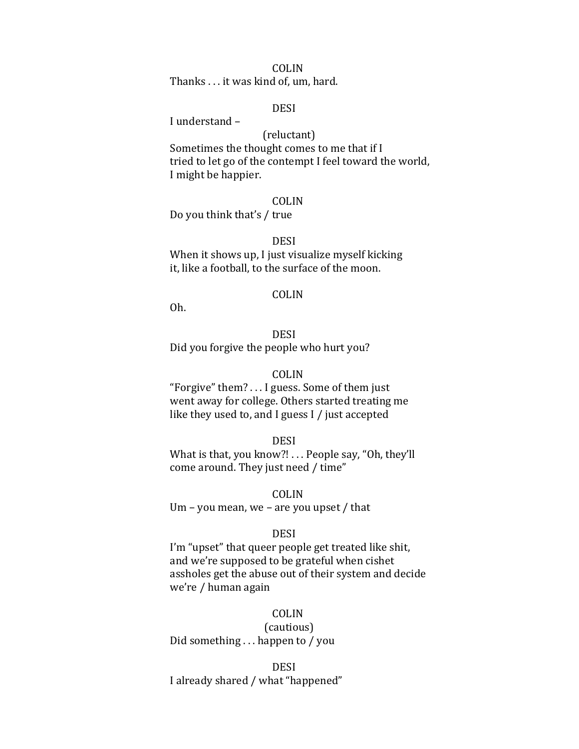COLIN

Thanks . . . it was kind of, um, hard.

DESI

I understand –

(reluctant)

Sometimes the thought comes to me that if I
tried to let go of the contempt I feel toward the world,
I might be happier.

COLIN

Do you think that's / true

DESI

When it shows up, I just visualize myself kicking
it, like a football, to the surface of the moon.

COLIN

Oh.

DESI

Did you forgive the people who hurt you?

COLIN

"Forgive" them? . . . I guess. Some of them just
went away for college. Others started treating me
like they used to, and I guess I / just accepted

DESI

What is that, you know?! . . . People say, "Oh, they'll
come around. They just need / time"

COLIN

Um – you mean, we – are you upset / that

DESI

I'm "upset" that queer people get treated like shit,
and we're supposed to be grateful when cishet
assholes get the abuse out of their system and decide
we're / human again

COLIN

(cautious)

Did something . . . happen to / you

DESI

I already shared / what "happened"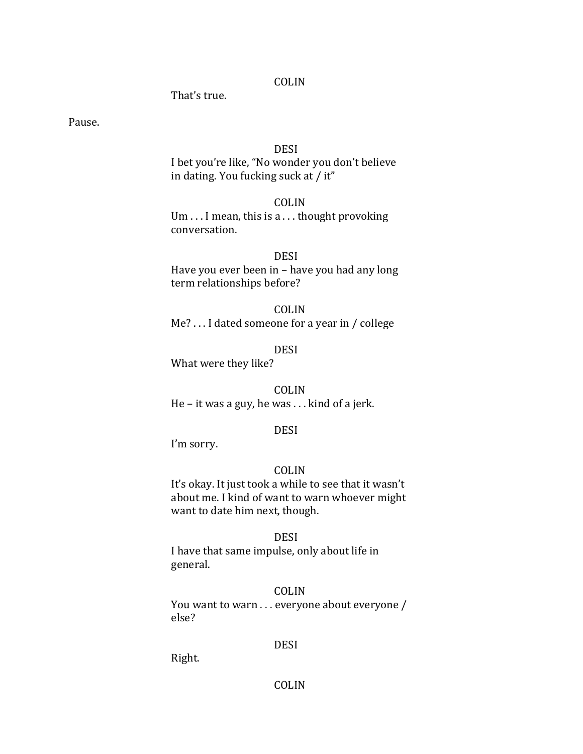COLIN

That's true.

Pause.

DESI

I bet you're like, "No wonder you don't believe in dating. You fucking suck at / it"

COLIN

Um . . . I mean, this is a . . . thought provoking conversation.

DESI

Have you ever been in – have you had any long term relationships before?

COLIN

Me? . . . I dated someone for a year in / college

DESI

What were they like?

COLIN

He – it was a guy, he was . . . kind of a jerk.

DESI

I'm sorry.

COLIN

It's okay. It just took a while to see that it wasn't about me. I kind of want to warn whoever might want to date him next, though.

DESI

I have that same impulse, only about life in general.

COLIN

You want to warn . . . everyone about everyone / else?

DESI

Right.

COLIN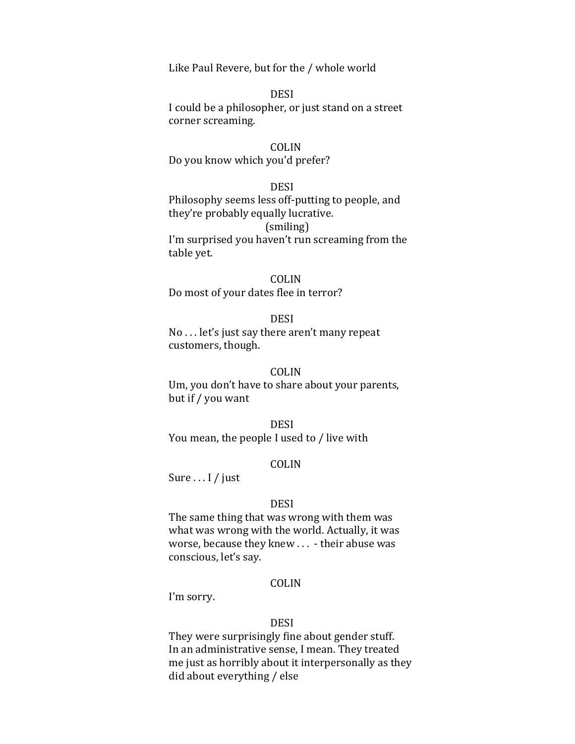Like Paul Revere, but for the / whole world

DESI

I could be a philosopher, or just stand on a street corner screaming.

COLIN

Do you know which you'd prefer?

DESI

Philosophy seems less off-putting to people, and they're probably equally lucrative.

(smiling)

I'm surprised you haven't run screaming from the table yet.

COLIN

Do most of your dates flee in terror?

DESI

No . . . let's just say there aren't many repeat customers, though.

COLIN

Um, you don't have to share about your parents, but if / you want

DESI

You mean, the people I used to / live with

COLIN

Sure . . . I / just

DESI

The same thing that was wrong with them was what was wrong with the world. Actually, it was worse, because they knew . . . - their abuse was conscious, let's say.

COLIN

I'm sorry.

DESI

They were surprisingly fine about gender stuff. In an administrative sense, I mean. They treated me just as horribly about it interpersonally as they did about everything / else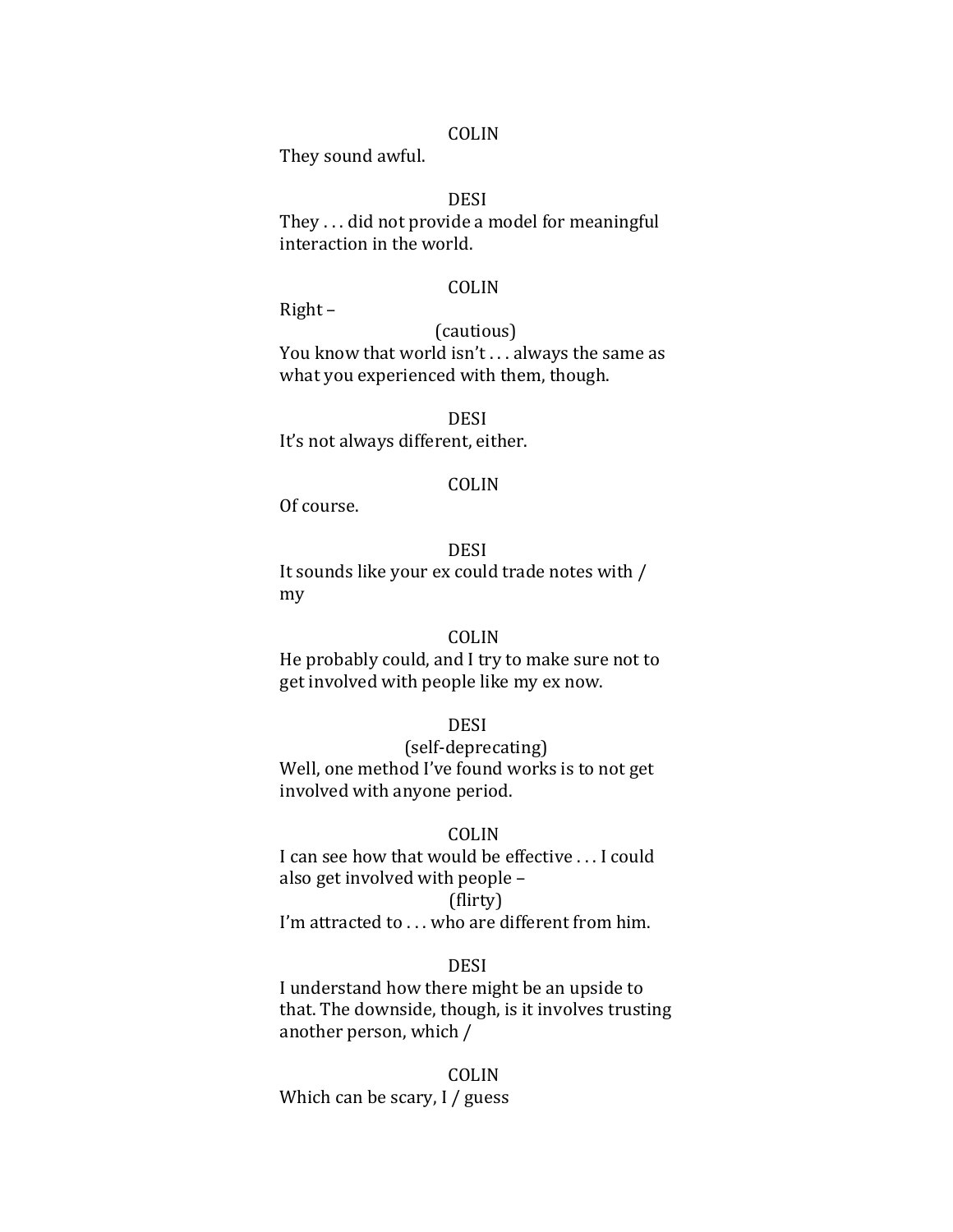COLIN

They sound awful.

DESI

They . . . did not provide a model for meaningful interaction in the world.

COLIN

Right –

(cautious)

You know that world isn't . . . always the same as what you experienced with them, though.

DESI

It's not always different, either.

COLIN

Of course.

DESI

It sounds like your ex could trade notes with / my

COLIN

He probably could, and I try to make sure not to get involved with people like my ex now.

DESI

(self-deprecating)

Well, one method I've found works is to not get involved with anyone period.

COLIN

I can see how that would be effective . . . I could also get involved with people –

(flirty)

I'm attracted to . . . who are different from him.

DESI

I understand how there might be an upside to that. The downside, though, is it involves trusting another person, which /

COLIN

Which can be scary, I / guess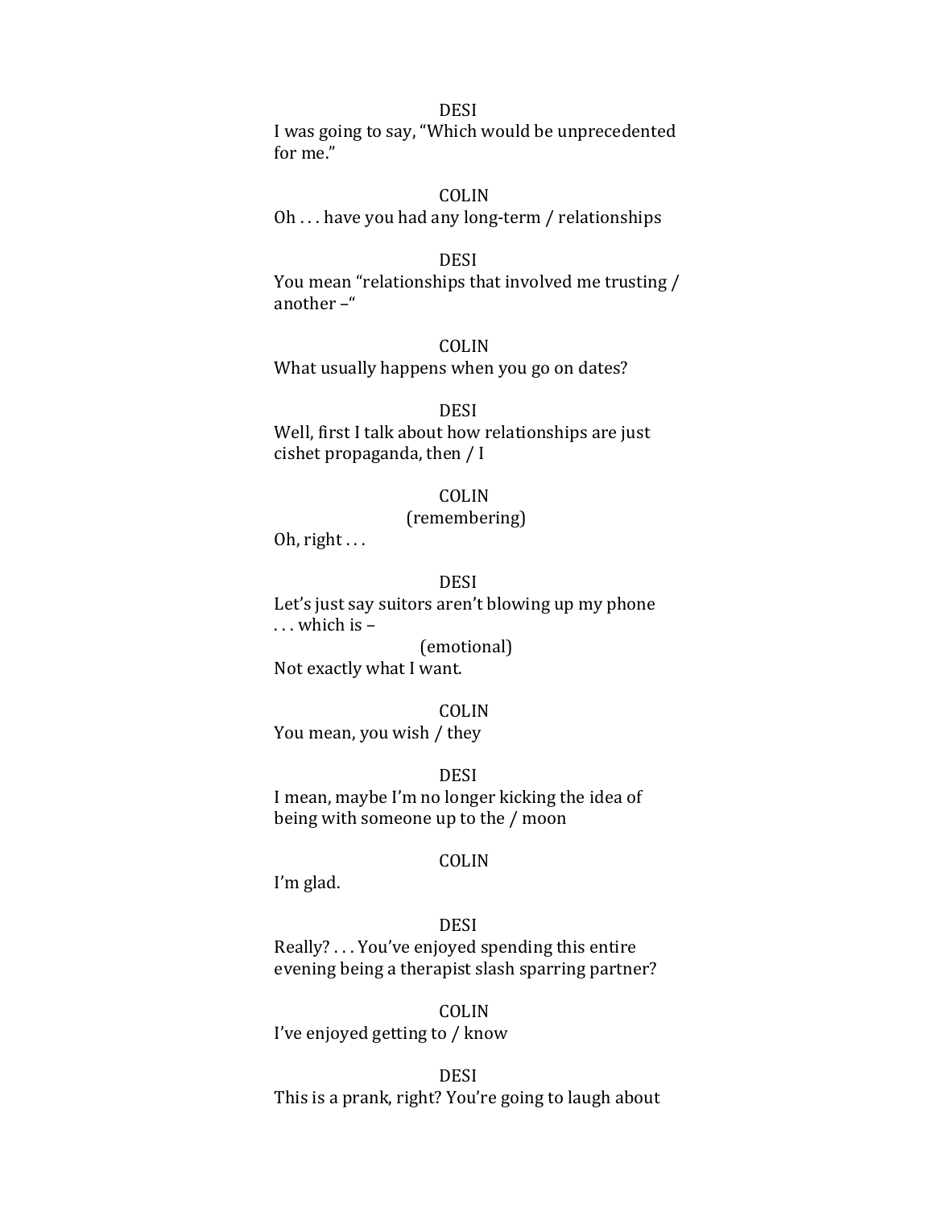DESI

I was going to say, "Which would be unprecedented for me."

COLIN

Oh . . . have you had any long-term / relationships

DESI

You mean "relationships that involved me trusting / another –"

COLIN

What usually happens when you go on dates?

DESI

Well, first I talk about how relationships are just cishet propaganda, then / I

COLIN

(remembering)

Oh, right . . .

DESI

Let's just say suitors aren't blowing up my phone . . . which is –

(emotional)

Not exactly what I want.

COLIN

You mean, you wish / they

DESI

I mean, maybe I'm no longer kicking the idea of being with someone up to the / moon

COLIN

I'm glad.

DESI

Really? . . . You've enjoyed spending this entire evening being a therapist slash sparring partner?

COLIN

I've enjoyed getting to / know

DESI

This is a prank, right? You're going to laugh about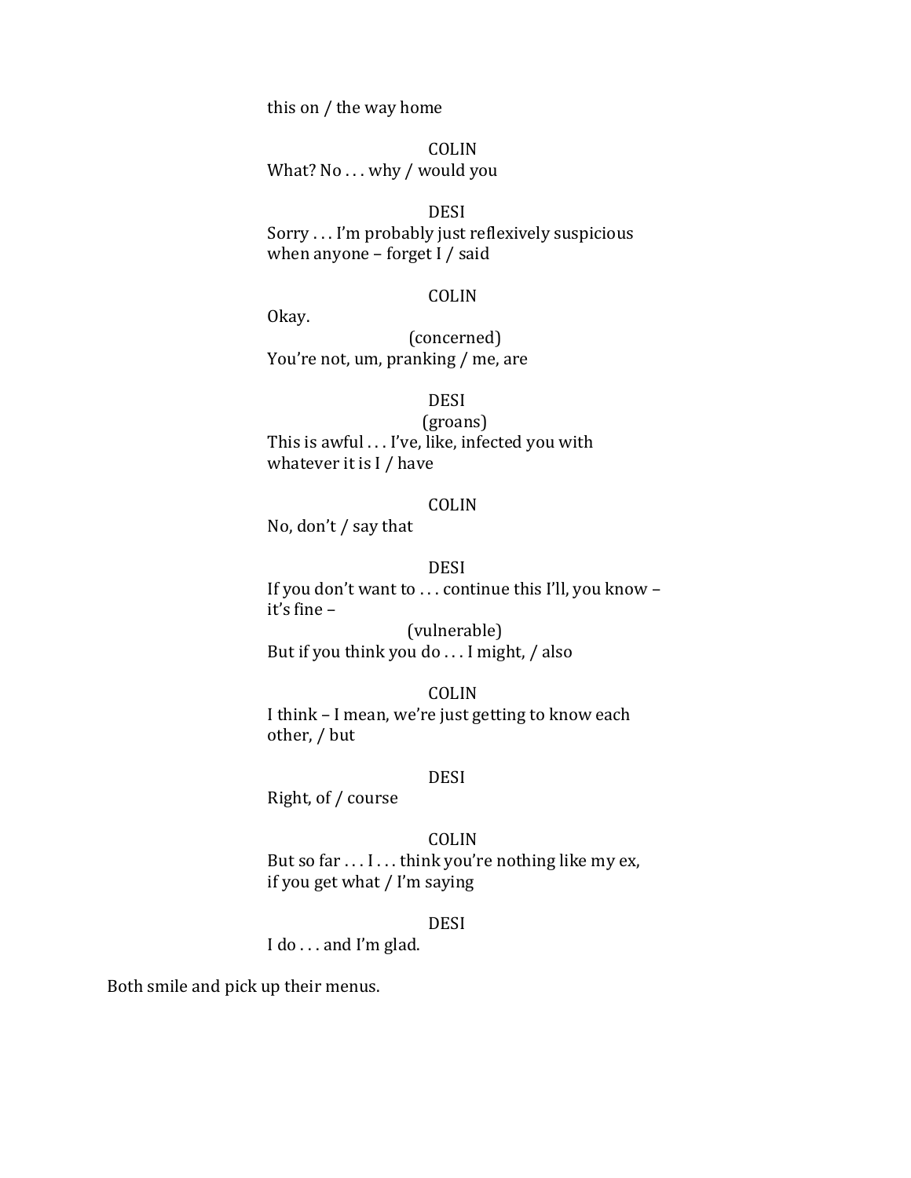this on / the way home

COLIN

What? No . . . why / would you

DESI

Sorry . . . I'm probably just reflexively suspicious when anyone – forget I / said

COLIN

Okay.

(concerned)

You're not, um, pranking / me, are

DESI

(groans)

This is awful . . . I've, like, infected you with whatever it is I / have

COLIN

No, don't / say that

DESI

If you don't want to . . . continue this I'll, you know – it's fine –

(vulnerable)

But if you think you do . . . I might, / also

COLIN

I think – I mean, we're just getting to know each other, / but

DESI

Right, of / course

COLIN

But so far . . . I . . . think you're nothing like my ex, if you get what / I'm saying

DESI

I do . . . and I'm glad.

Both smile and pick up their menus.